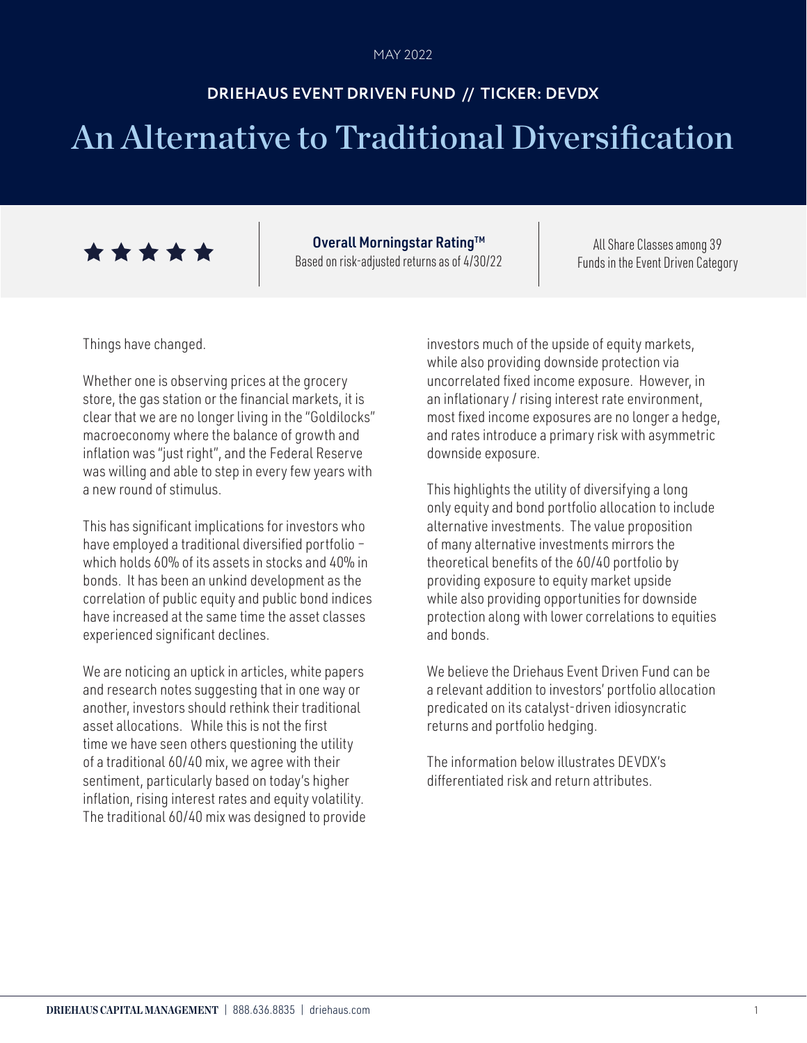MAY 2022

**DRIEHAUS EVENT DRIVEN FUND // TICKER: DEVDX**

# An Alternative to Traditional Diversification

★★★★★

**Overall Morningstar Rating™**
Based on risk-adjusted returns as of 4/30/22

All Share Classes among 39 Funds in the Event Driven Category

Things have changed.

Whether one is observing prices at the grocery store, the gas station or the financial markets, it is clear that we are no longer living in the "Goldilocks" macroeconomy where the balance of growth and inflation was "just right", and the Federal Reserve was willing and able to step in every few years with a new round of stimulus.

This has significant implications for investors who have employed a traditional diversified portfolio – which holds 60% of its assets in stocks and 40% in bonds. It has been an unkind development as the correlation of public equity and public bond indices have increased at the same time the asset classes experienced significant declines.

We are noticing an uptick in articles, white papers and research notes suggesting that in one way or another, investors should rethink their traditional asset allocations. While this is not the first time we have seen others questioning the utility of a traditional 60/40 mix, we agree with their sentiment, particularly based on today's higher inflation, rising interest rates and equity volatility. The traditional 60/40 mix was designed to provide investors much of the upside of equity markets, while also providing downside protection via uncorrelated fixed income exposure. However, in an inflationary / rising interest rate environment, most fixed income exposures are no longer a hedge, and rates introduce a primary risk with asymmetric downside exposure.

This highlights the utility of diversifying a long only equity and bond portfolio allocation to include alternative investments. The value proposition of many alternative investments mirrors the theoretical benefits of the 60/40 portfolio by providing exposure to equity market upside while also providing opportunities for downside protection along with lower correlations to equities and bonds.

We believe the Driehaus Event Driven Fund can be a relevant addition to investors' portfolio allocation predicated on its catalyst-driven idiosyncratic returns and portfolio hedging.

The information below illustrates DEVDX's differentiated risk and return attributes.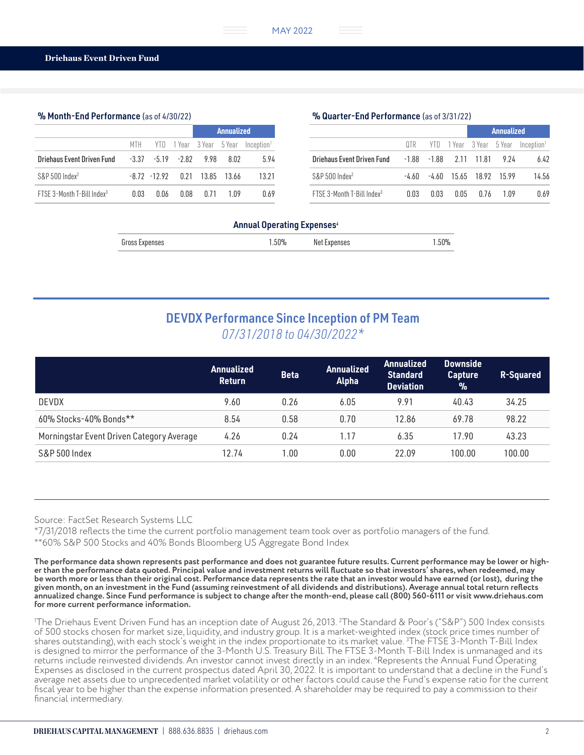## % Month-End Performance (as of 4/30/22)

| | MTH | YTD | 1 Year | Annualized 3 Year | 5 Year | Inception[1] |
|---|---|---|---|---|---|---|
| Driehaus Event Driven Fund | -3.37 | -5.19 | -2.82 | 9.98 | 8.02 | 5.94 |
| S&P 500 Index[2] | -8.72 | -12.92 | 0.21 | 13.85 | 13.66 | 13.21 |
| FTSE 3-Month T-Bill Index[3] | 0.03 | 0.06 | 0.08 | 0.71 | 1.09 | 0.69 |

## % Quarter-End Performance (as of 3/31/22)

| | QTR | YTD | 1 Year | Annualized 3 Year | 5 Year | Inception[1] |
|---|---|---|---|---|---|---|
| Driehaus Event Driven Fund | -1.88 | -1.88 | 2.11 | 11.81 | 9.24 | 6.42 |
| S&P 500 Index[2] | -4.60 | -4.60 | 15.65 | 18.92 | 15.99 | 14.56 |
| FTSE 3-Month T-Bill Index[3] | 0.03 | 0.03 | 0.05 | 0.76 | 1.09 | 0.69 |

## Annual Operating Expenses[4]

| Gross Expenses | 1.50% | Net Expenses | 1.50% |
|---|---|---|---|

## DEVDX Performance Since Inception of PM Team

*07/31/2018 to 04/30/2022**

| | Annualized Return | Beta | Annualized Alpha | Annualized Standard Deviation | Downside Capture % | R-Squared |
|---|---|---|---|---|---|---|
| DEVDX | 9.60 | 0.26 | 6.05 | 9.91 | 40.43 | 34.25 |
| 60% Stocks-40% Bonds** | 8.54 | 0.58 | 0.70 | 12.86 | 69.78 | 98.22 |
| Morningstar Event Driven Category Average | 4.26 | 0.24 | 1.17 | 6.35 | 17.90 | 43.23 |
| S&P 500 Index | 12.74 | 1.00 | 0.00 | 22.09 | 100.00 | 100.00 |

Source: FactSet Research Systems LLC

*7/31/2018 reflects the time the current portfolio management team took over as portfolio managers of the fund.

**60% S&P 500 Stocks and 40% Bonds Bloomberg US Aggregate Bond Index

**The performance data shown represents past performance and does not guarantee future results. Current performance may be lower or higher than the performance data quoted. Principal value and investment returns will fluctuate so that investors' shares, when redeemed, may be worth more or less than their original cost. Performance data represents the rate that an investor would have earned (or lost), during the given month, on an investment in the Fund (assuming reinvestment of all dividends and distributions). Average annual total return reflects annualized change. Since Fund performance is subject to change after the month-end, please call (800) 560-6111 or visit www.driehaus.com for more current performance information.**

[1]The Driehaus Event Driven Fund has an inception date of August 26, 2013. [2]The Standard & Poor's ("S&P") 500 Index consists of 500 stocks chosen for market size, liquidity, and industry group. It is a market-weighted index (stock price times number of shares outstanding), with each stock's weight in the index proportionate to its market value. [3]The FTSE 3-Month T-Bill Index is designed to mirror the performance of the 3-Month U.S. Treasury Bill. The FTSE 3-Month T-Bill Index is unmanaged and its returns include reinvested dividends. An investor cannot invest directly in an index. [4]Represents the Annual Fund Operating Expenses as disclosed in the current prospectus dated April 30, 2022. It is important to understand that a decline in the Fund's average net assets due to unprecedented market volatility or other factors could cause the Fund's expense ratio for the current fiscal year to be higher than the expense information presented. A shareholder may be required to pay a commission to their financial intermediary.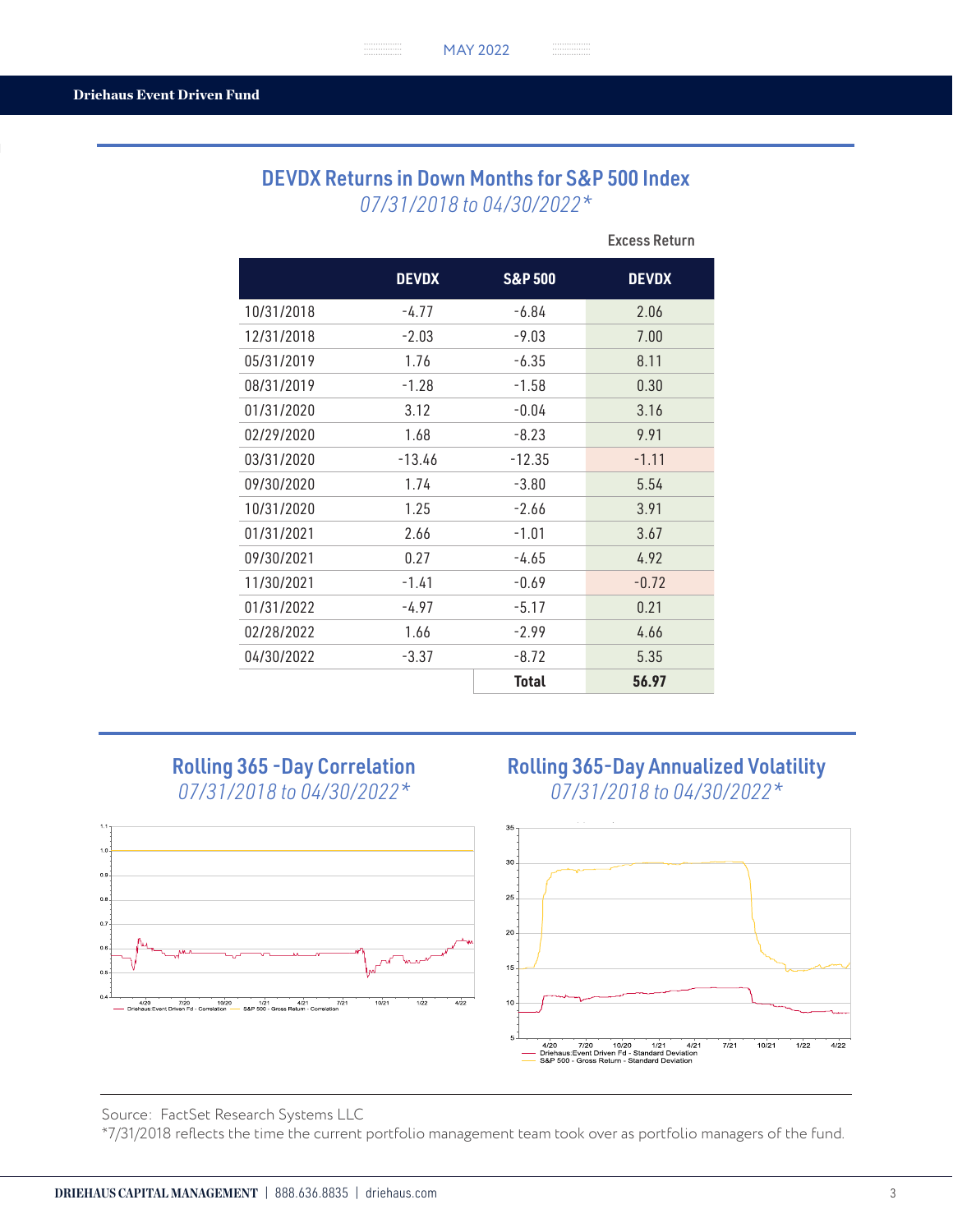## DEVDX Returns in Down Months for S&P 500 Index

*07/31/2018 to 04/30/2022**

| | DEVDX | S&P 500 | Excess Return DEVDX |
|---|---|---|---|
| 10/31/2018 | -4.77 | -6.84 | 2.06 |
| 12/31/2018 | -2.03 | -9.03 | 7.00 |
| 05/31/2019 | 1.76 | -6.35 | 8.11 |
| 08/31/2019 | -1.28 | -1.58 | 0.30 |
| 01/31/2020 | 3.12 | -0.04 | 3.16 |
| 02/29/2020 | 1.68 | -8.23 | 9.91 |
| 03/31/2020 | -13.46 | -12.35 | -1.11 |
| 09/30/2020 | 1.74 | -3.80 | 5.54 |
| 10/31/2020 | 1.25 | -2.66 | 3.91 |
| 01/31/2021 | 2.66 | -1.01 | 3.67 |
| 09/30/2021 | 0.27 | -4.65 | 4.92 |
| 11/30/2021 | -1.41 | -0.69 | -0.72 |
| 01/31/2022 | -4.97 | -5.17 | 0.21 |
| 02/28/2022 | 1.66 | -2.99 | 4.66 |
| 04/30/2022 | -3.37 | -8.72 | 5.35 |
| | | **Total** | **56.97** |

## Rolling 365 -Day Correlation

*07/31/2018 to 04/30/2022**

## Rolling 365-Day Annualized Volatility

*07/31/2018 to 04/30/2022**

Source: FactSet Research Systems LLC

*7/31/2018 reflects the time the current portfolio management team took over as portfolio managers of the fund.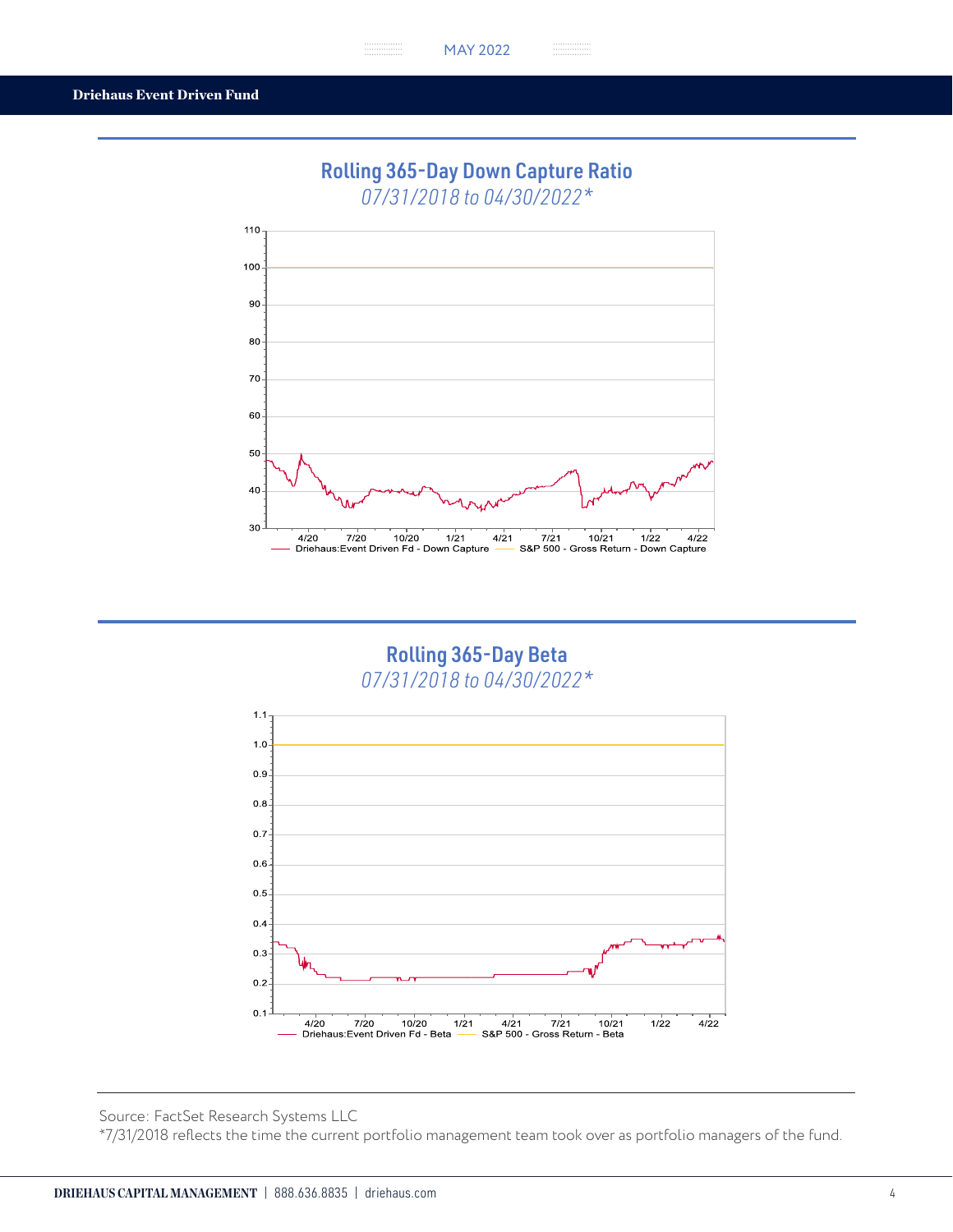## Rolling 365-Day Down Capture Ratio

*07/31/2018 to 04/30/2022**

110
100
90
80
70
60
50
40
30

4/20 7/20 10/20 1/21 4/21 7/21 10/21 1/22 4/22

Driehaus:Event Driven Fd - Down Capture    S&P 500 - Gross Return - Down Capture

## Rolling 365-Day Beta

*07/31/2018 to 04/30/2022**

1.1
1.0
0.9
0.8
0.7
0.6
0.5
0.4
0.3
0.2
0.1

4/20 7/20 10/20 1/21 4/21 7/21 10/21 1/22 4/22

Driehaus:Event Driven Fd - Beta    S&P 500 - Gross Return - Beta

Source: FactSet Research Systems LLC

*7/31/2018 reflects the time the current portfolio management team took over as portfolio managers of the fund.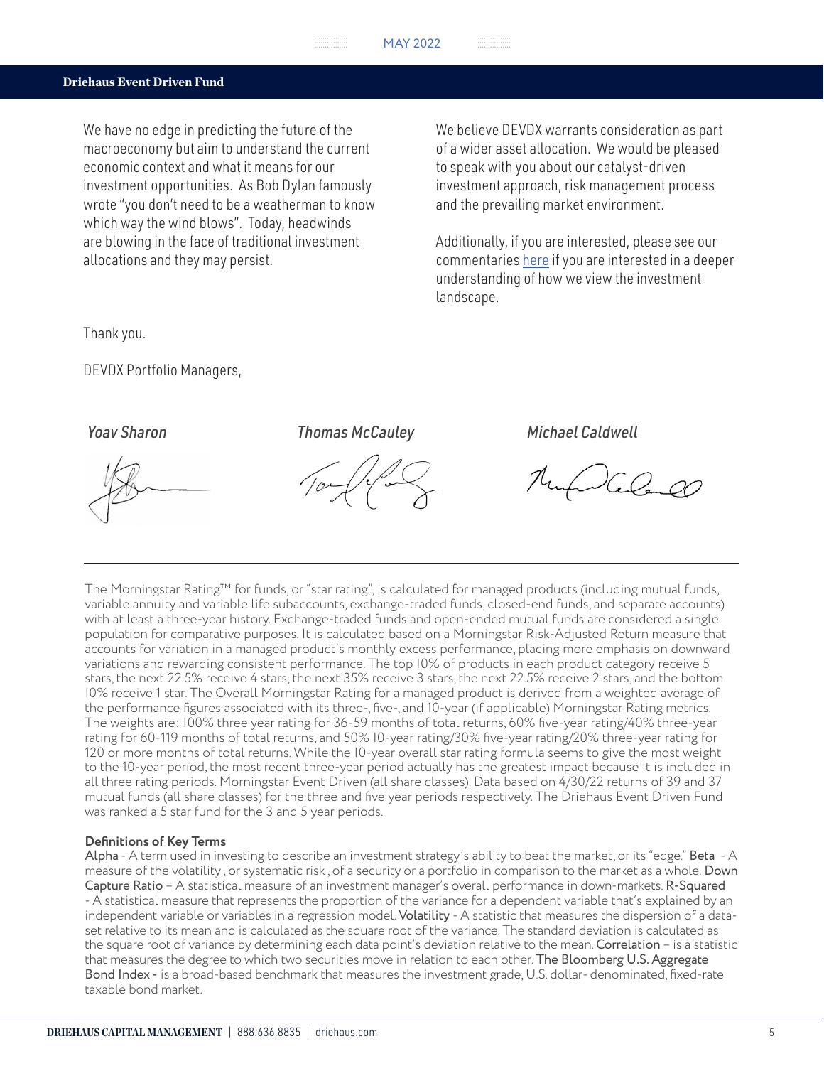We have no edge in predicting the future of the macroeconomy but aim to understand the current economic context and what it means for our investment opportunities. As Bob Dylan famously wrote "you don't need to be a weatherman to know which way the wind blows". Today, headwinds are blowing in the face of traditional investment allocations and they may persist.

We believe DEVDX warrants consideration as part of a wider asset allocation. We would be pleased to speak with you about our catalyst-driven investment approach, risk management process and the prevailing market environment.

Additionally, if you are interested, please see our commentaries here if you are interested in a deeper understanding of how we view the investment landscape.

Thank you.

DEVDX Portfolio Managers,

*Yoav Sharon* *Thomas McCauley* *Michael Caldwell*

---

The Morningstar Rating™ for funds, or "star rating", is calculated for managed products (including mutual funds, variable annuity and variable life subaccounts, exchange-traded funds, closed-end funds, and separate accounts) with at least a three-year history. Exchange-traded funds and open-ended mutual funds are considered a single population for comparative purposes. It is calculated based on a Morningstar Risk-Adjusted Return measure that accounts for variation in a managed product's monthly excess performance, placing more emphasis on downward variations and rewarding consistent performance. The top 10% of products in each product category receive 5 stars, the next 22.5% receive 4 stars, the next 35% receive 3 stars, the next 22.5% receive 2 stars, and the bottom 10% receive 1 star. The Overall Morningstar Rating for a managed product is derived from a weighted average of the performance figures associated with its three-, five-, and 10-year (if applicable) Morningstar Rating metrics. The weights are: 100% three year rating for 36-59 months of total returns, 60% five-year rating/40% three-year rating for 60-119 months of total returns, and 50% 10-year rating/30% five-year rating/20% three-year rating for 120 or more months of total returns. While the 10-year overall star rating formula seems to give the most weight to the 10-year period, the most recent three-year period actually has the greatest impact because it is included in all three rating periods. Morningstar Event Driven (all share classes). Data based on 4/30/22 returns of 39 and 37 mutual funds (all share classes) for the three and five year periods respectively. The Driehaus Event Driven Fund was ranked a 5 star fund for the 3 and 5 year periods.

**Definitions of Key Terms**

**Alpha** - A term used in investing to describe an investment strategy's ability to beat the market, or its "edge." **Beta** - A measure of the volatility, or systematic risk, of a security or a portfolio in comparison to the market as a whole. **Down Capture Ratio** – A statistical measure of an investment manager's overall performance in down-markets. **R-Squared** - A statistical measure that represents the proportion of the variance for a dependent variable that's explained by an independent variable or variables in a regression model. **Volatility** - A statistic that measures the dispersion of a data-set relative to its mean and is calculated as the square root of the variance. The standard deviation is calculated as the square root of variance by determining each data point's deviation relative to the mean. **Correlation** – is a statistic that measures the degree to which two securities move in relation to each other. **The Bloomberg U.S. Aggregate Bond Index** - is a broad-based benchmark that measures the investment grade, U.S. dollar- denominated, fixed-rate taxable bond market.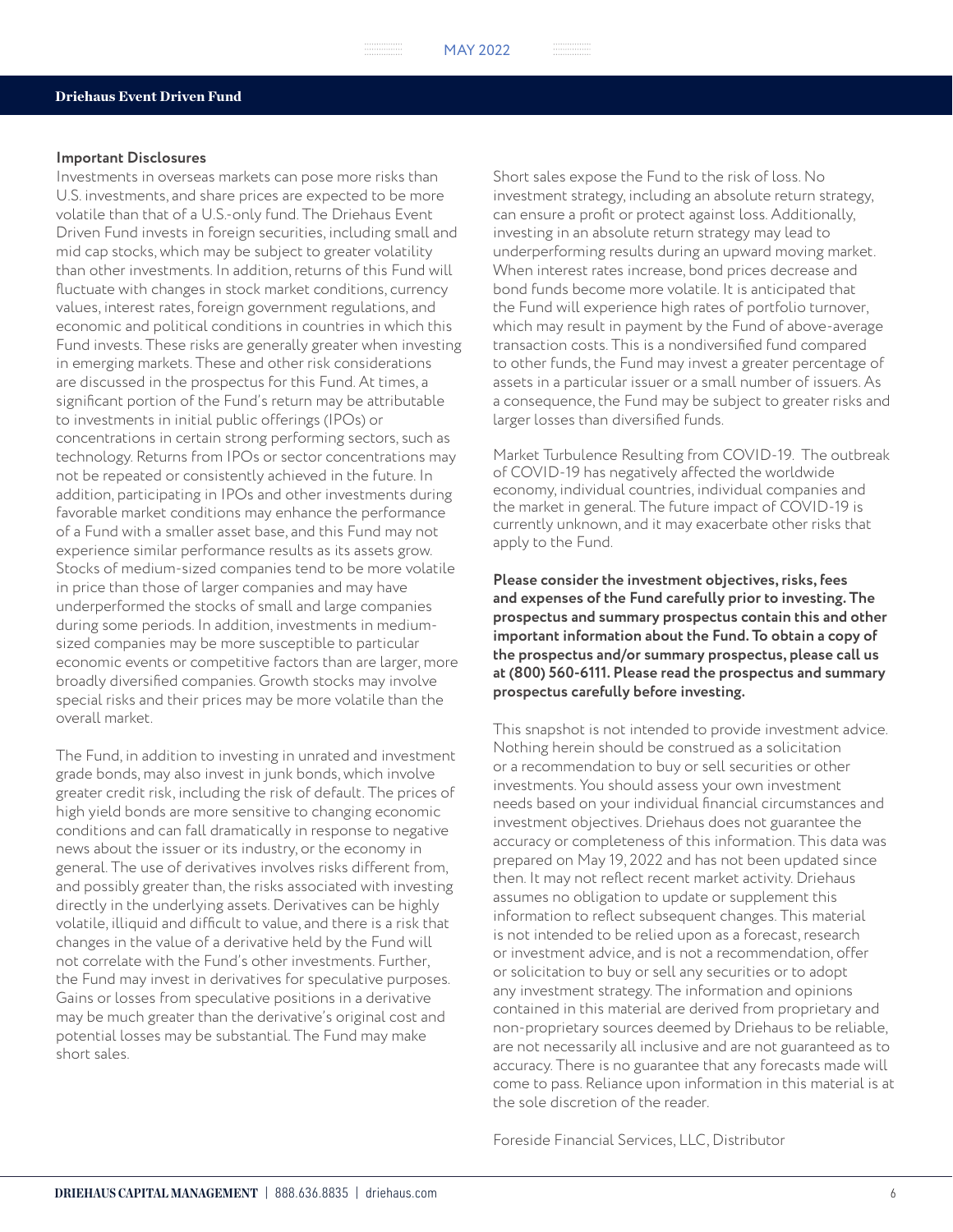## Important Disclosures

Investments in overseas markets can pose more risks than U.S. investments, and share prices are expected to be more volatile than that of a U.S.-only fund. The Driehaus Event Driven Fund invests in foreign securities, including small and mid cap stocks, which may be subject to greater volatility than other investments. In addition, returns of this Fund will fluctuate with changes in stock market conditions, currency values, interest rates, foreign government regulations, and economic and political conditions in countries in which this Fund invests. These risks are generally greater when investing in emerging markets. These and other risk considerations are discussed in the prospectus for this Fund. At times, a significant portion of the Fund's return may be attributable to investments in initial public offerings (IPOs) or concentrations in certain strong performing sectors, such as technology. Returns from IPOs or sector concentrations may not be repeated or consistently achieved in the future. In addition, participating in IPOs and other investments during favorable market conditions may enhance the performance of a Fund with a smaller asset base, and this Fund may not experience similar performance results as its assets grow. Stocks of medium-sized companies tend to be more volatile in price than those of larger companies and may have underperformed the stocks of small and large companies during some periods. In addition, investments in medium-sized companies may be more susceptible to particular economic events or competitive factors than are larger, more broadly diversified companies. Growth stocks may involve special risks and their prices may be more volatile than the overall market.

The Fund, in addition to investing in unrated and investment grade bonds, may also invest in junk bonds, which involve greater credit risk, including the risk of default. The prices of high yield bonds are more sensitive to changing economic conditions and can fall dramatically in response to negative news about the issuer or its industry, or the economy in general. The use of derivatives involves risks different from, and possibly greater than, the risks associated with investing directly in the underlying assets. Derivatives can be highly volatile, illiquid and difficult to value, and there is a risk that changes in the value of a derivative held by the Fund will not correlate with the Fund's other investments. Further, the Fund may invest in derivatives for speculative purposes. Gains or losses from speculative positions in a derivative may be much greater than the derivative's original cost and potential losses may be substantial. The Fund may make short sales.

Short sales expose the Fund to the risk of loss. No investment strategy, including an absolute return strategy, can ensure a profit or protect against loss. Additionally, investing in an absolute return strategy may lead to underperforming results during an upward moving market. When interest rates increase, bond prices decrease and bond funds become more volatile. It is anticipated that the Fund will experience high rates of portfolio turnover, which may result in payment by the Fund of above-average transaction costs. This is a nondiversified fund compared to other funds, the Fund may invest a greater percentage of assets in a particular issuer or a small number of issuers. As a consequence, the Fund may be subject to greater risks and larger losses than diversified funds.

Market Turbulence Resulting from COVID-19. The outbreak of COVID-19 has negatively affected the worldwide economy, individual countries, individual companies and the market in general. The future impact of COVID-19 is currently unknown, and it may exacerbate other risks that apply to the Fund.

**Please consider the investment objectives, risks, fees and expenses of the Fund carefully prior to investing. The prospectus and summary prospectus contain this and other important information about the Fund. To obtain a copy of the prospectus and/or summary prospectus, please call us at (800) 560-6111. Please read the prospectus and summary prospectus carefully before investing.**

This snapshot is not intended to provide investment advice. Nothing herein should be construed as a solicitation or a recommendation to buy or sell securities or other investments. You should assess your own investment needs based on your individual financial circumstances and investment objectives. Driehaus does not guarantee the accuracy or completeness of this information. This data was prepared on May 19, 2022 and has not been updated since then. It may not reflect recent market activity. Driehaus assumes no obligation to update or supplement this information to reflect subsequent changes. This material is not intended to be relied upon as a forecast, research or investment advice, and is not a recommendation, offer or solicitation to buy or sell any securities or to adopt any investment strategy. The information and opinions contained in this material are derived from proprietary and non-proprietary sources deemed by Driehaus to be reliable, are not necessarily all inclusive and are not guaranteed as to accuracy. There is no guarantee that any forecasts made will come to pass. Reliance upon information in this material is at the sole discretion of the reader.

Foreside Financial Services, LLC, Distributor